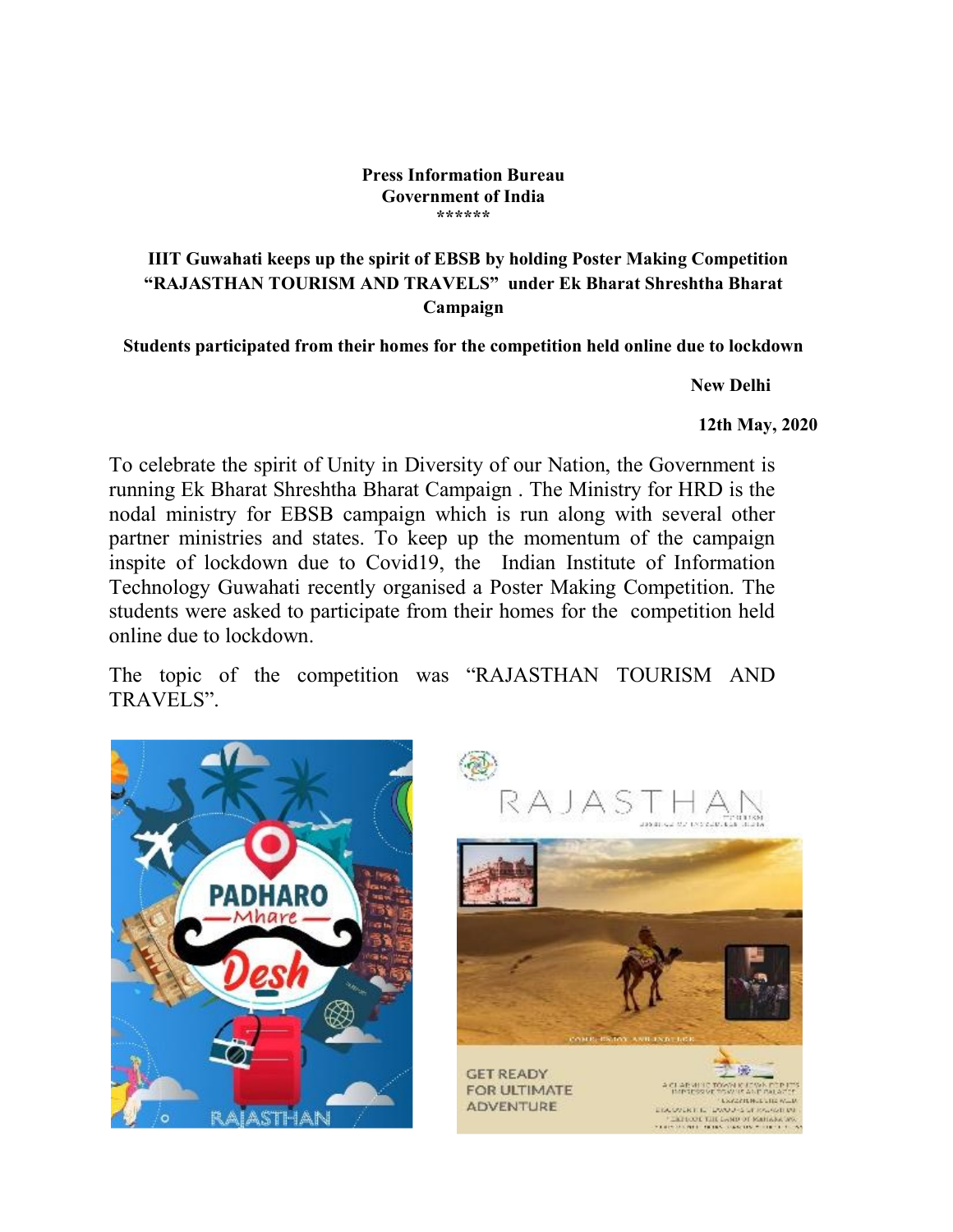**Press Information Bureau**
**Government of India**
**\*\*\*\*\*\***

## IIIT Guwahati keeps up the spirit of EBSB by holding Poster Making Competition "RAJASTHAN TOURISM AND TRAVELS" under Ek Bharat Shreshtha Bharat Campaign

**Students participated from their homes for the competition held online due to lockdown**

**New Delhi**

**12th May, 2020**

To celebrate the spirit of Unity in Diversity of our Nation, the Government is running Ek Bharat Shreshtha Bharat Campaign . The Ministry for HRD is the nodal ministry for EBSB campaign which is run along with several other partner ministries and states. To keep up the momentum of the campaign inspite of lockdown due to Covid19, the Indian Institute of Information Technology Guwahati recently organised a Poster Making Competition. The students were asked to participate from their homes for the competition held online due to lockdown.

The topic of the competition was "RAJASTHAN TOURISM AND TRAVELS".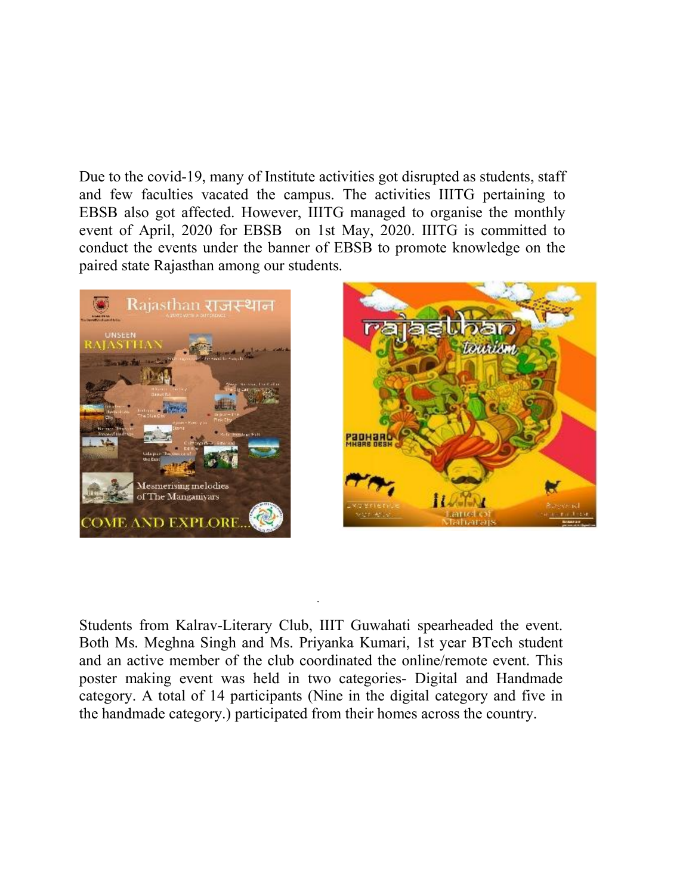Due to the covid-19, many of Institute activities got disrupted as students, staff and few faculties vacated the campus. The activities IIITG pertaining to EBSB also got affected. However, IIITG managed to organise the monthly event of April, 2020 for EBSB on 1st May, 2020. IIITG is committed to conduct the events under the banner of EBSB to promote knowledge on the paired state Rajasthan among our students.

Students from Kalrav-Literary Club, IIIT Guwahati spearheaded the event. Both Ms. Meghna Singh and Ms. Priyanka Kumari, 1st year BTech student and an active member of the club coordinated the online/remote event. This poster making event was held in two categories- Digital and Handmade category. A total of 14 participants (Nine in the digital category and five in the handmade category.) participated from their homes across the country.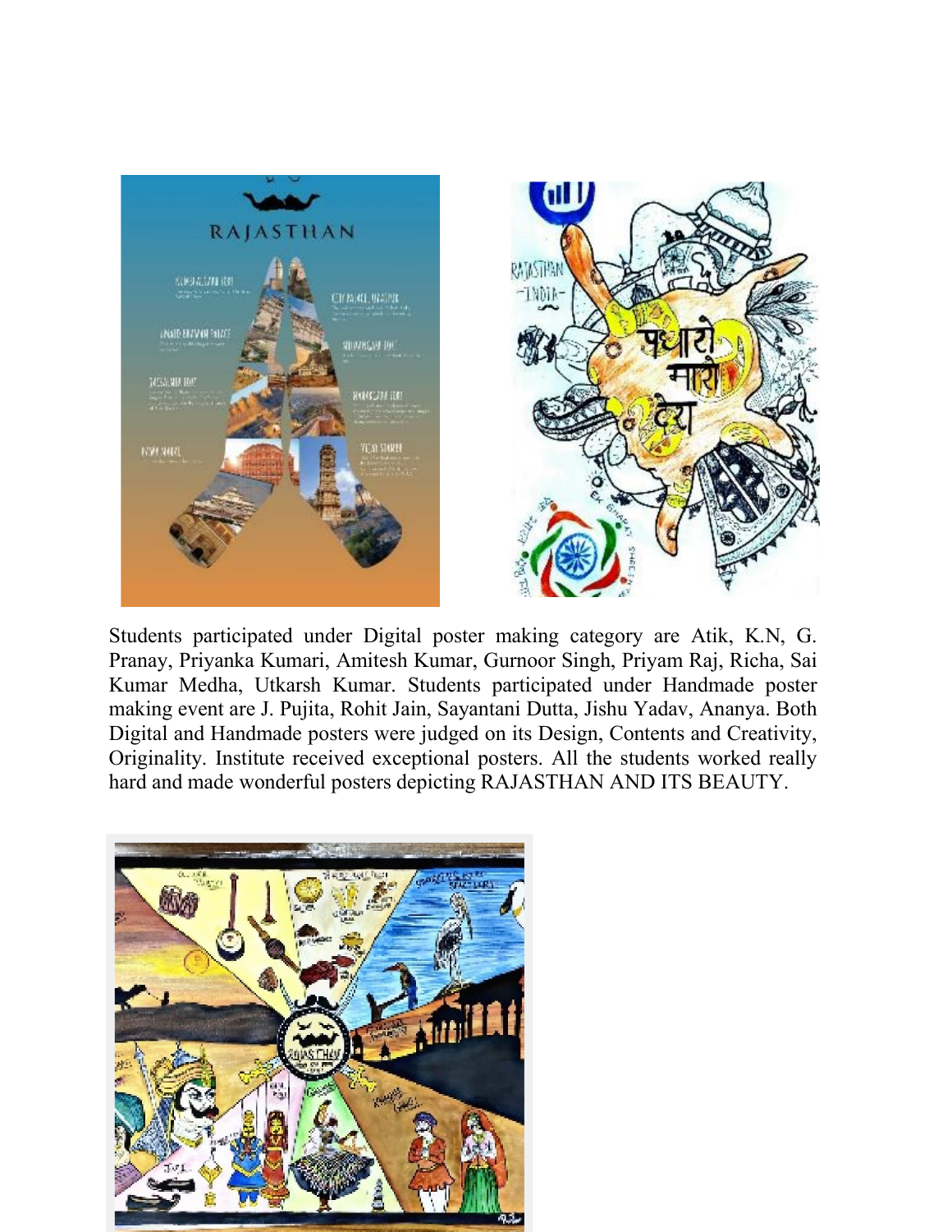Students participated under Digital poster making category are Atik, K.N, G. Pranay, Priyanka Kumari, Amitesh Kumar, Gurnoor Singh, Priyam Raj, Richa, Sai Kumar Medha, Utkarsh Kumar. Students participated under Handmade poster making event are J. Pujita, Rohit Jain, Sayantani Dutta, Jishu Yadav, Ananya. Both Digital and Handmade posters were judged on its Design, Contents and Creativity, Originality. Institute received exceptional posters. All the students worked really hard and made wonderful posters depicting RAJASTHAN AND ITS BEAUTY.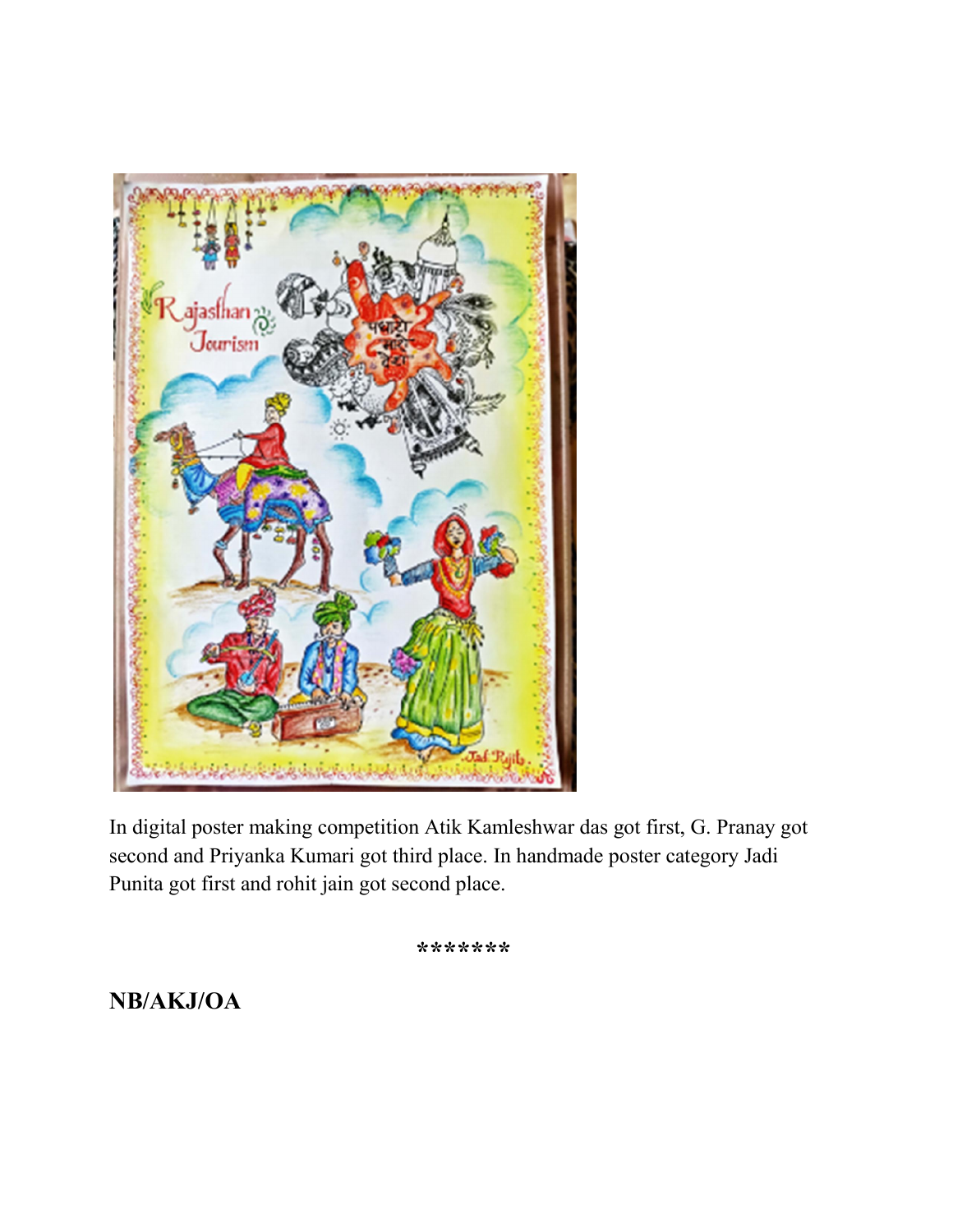In digital poster making competition Atik Kamleshwar das got first, G. Pranay got second and Priyanka Kumari got third place. In handmade poster category Jadi Punita got first and rohit jain got second place.

*******

**NB/AKJ/OA**